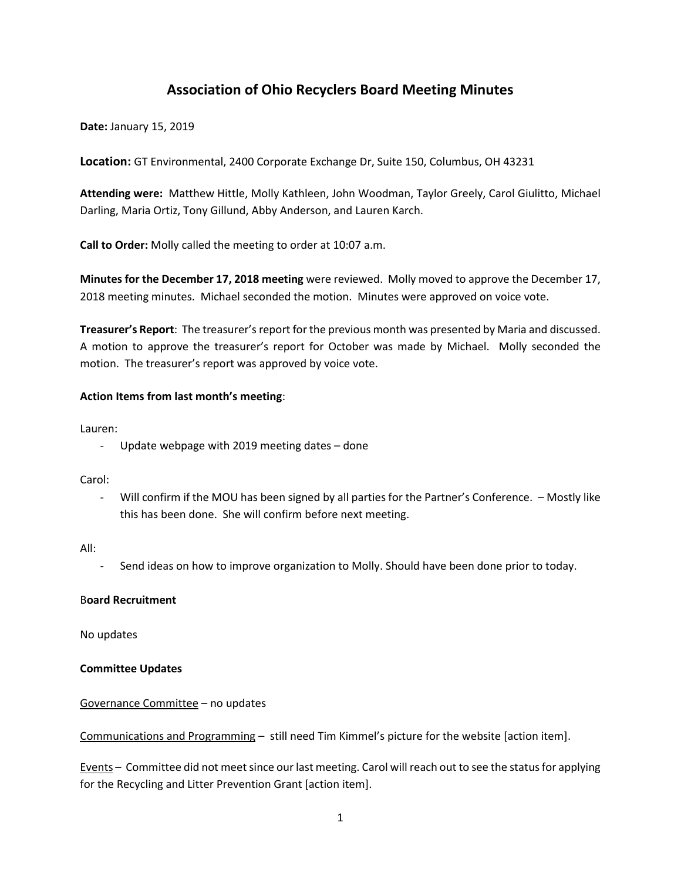# Association of Ohio Recyclers Board Meeting Minutes

**Date:** January 15, 2019

**Location:** GT Environmental, 2400 Corporate Exchange Dr, Suite 150, Columbus, OH 43231

**Attending were:** Matthew Hittle, Molly Kathleen, John Woodman, Taylor Greely, Carol Giulitto, Michael Darling, Maria Ortiz, Tony Gillund, Abby Anderson, and Lauren Karch.

**Call to Order:** Molly called the meeting to order at 10:07 a.m.

**Minutes for the December 17, 2018 meeting** were reviewed. Molly moved to approve the December 17, 2018 meeting minutes. Michael seconded the motion. Minutes were approved on voice vote.

**Treasurer's Report**: The treasurer's report for the previous month was presented by Maria and discussed. A motion to approve the treasurer's report for October was made by Michael. Molly seconded the motion. The treasurer's report was approved by voice vote.

**Action Items from last month's meeting**:

Lauren:

- Update webpage with 2019 meeting dates – done

Carol:

- Will confirm if the MOU has been signed by all parties for the Partner's Conference. – Mostly like this has been done. She will confirm before next meeting.

All:

- Send ideas on how to improve organization to Molly. Should have been done prior to today.

B**oard Recruitment**

No updates

**Committee Updates**

Governance Committee – no updates

Communications and Programming – still need Tim Kimmel's picture for the website [action item].

Events – Committee did not meet since our last meeting. Carol will reach out to see the status for applying for the Recycling and Litter Prevention Grant [action item].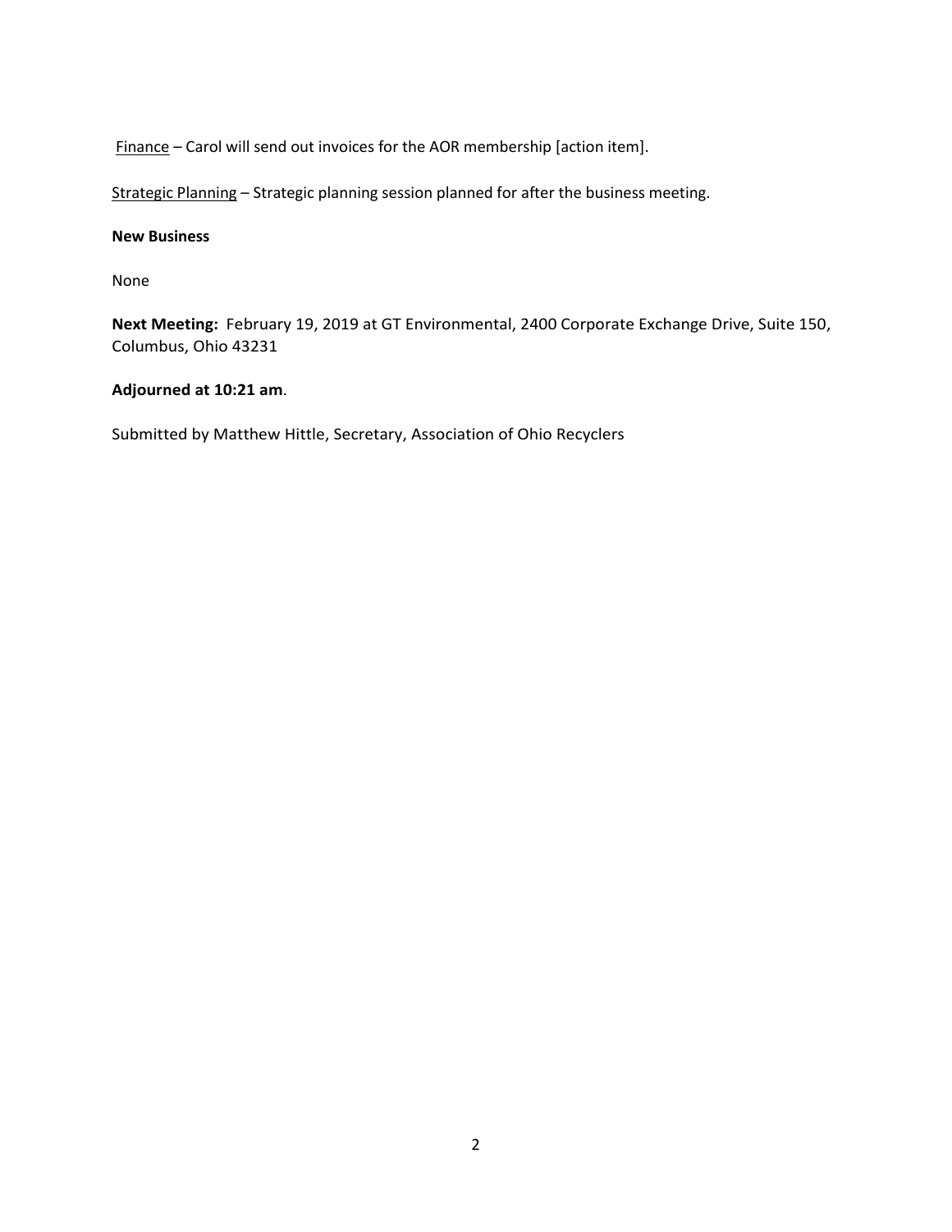Finance – Carol will send out invoices for the AOR membership [action item].

Strategic Planning – Strategic planning session planned for after the business meeting.

**New Business**

None

**Next Meeting:** February 19, 2019 at GT Environmental, 2400 Corporate Exchange Drive, Suite 150, Columbus, Ohio 43231

**Adjourned at 10:21 am**.

Submitted by Matthew Hittle, Secretary, Association of Ohio Recyclers